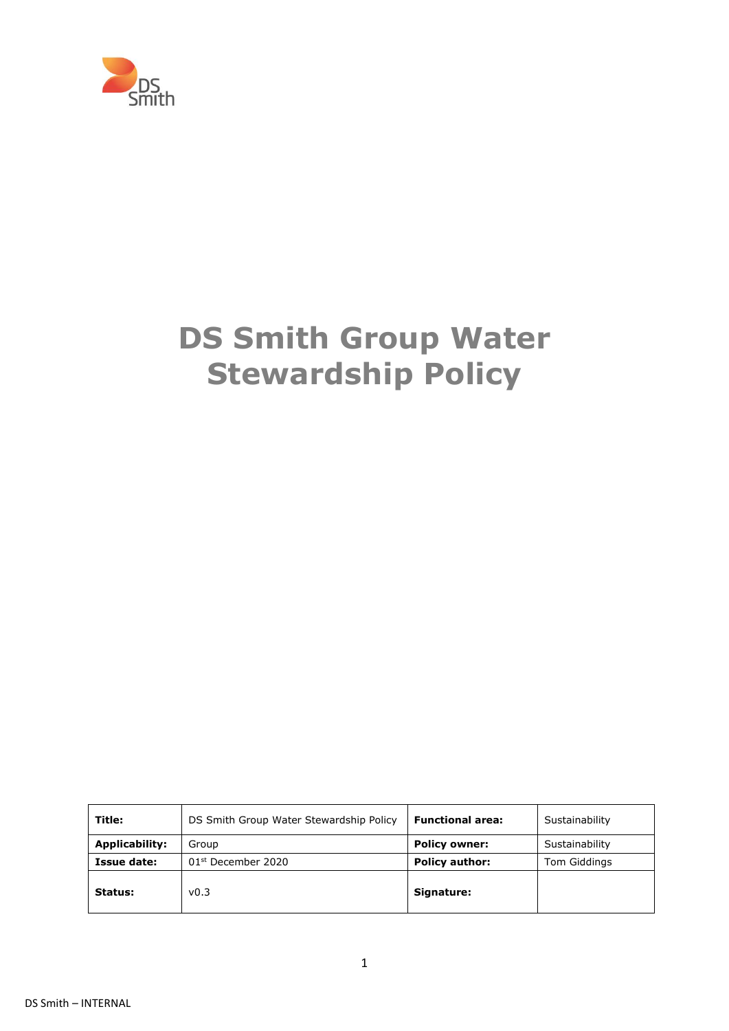# DS Smith Group Water Stewardship Policy

| **Title:** | DS Smith Group Water Stewardship Policy | **Functional area:** | Sustainability |
|---|---|---|---|
| **Applicability:** | Group | **Policy owner:** | Sustainability |
| **Issue date:** | 01st December 2020 | **Policy author:** | Tom Giddings |
| **Status:** | v0.3 | **Signature:** | |

DS Smith – INTERNAL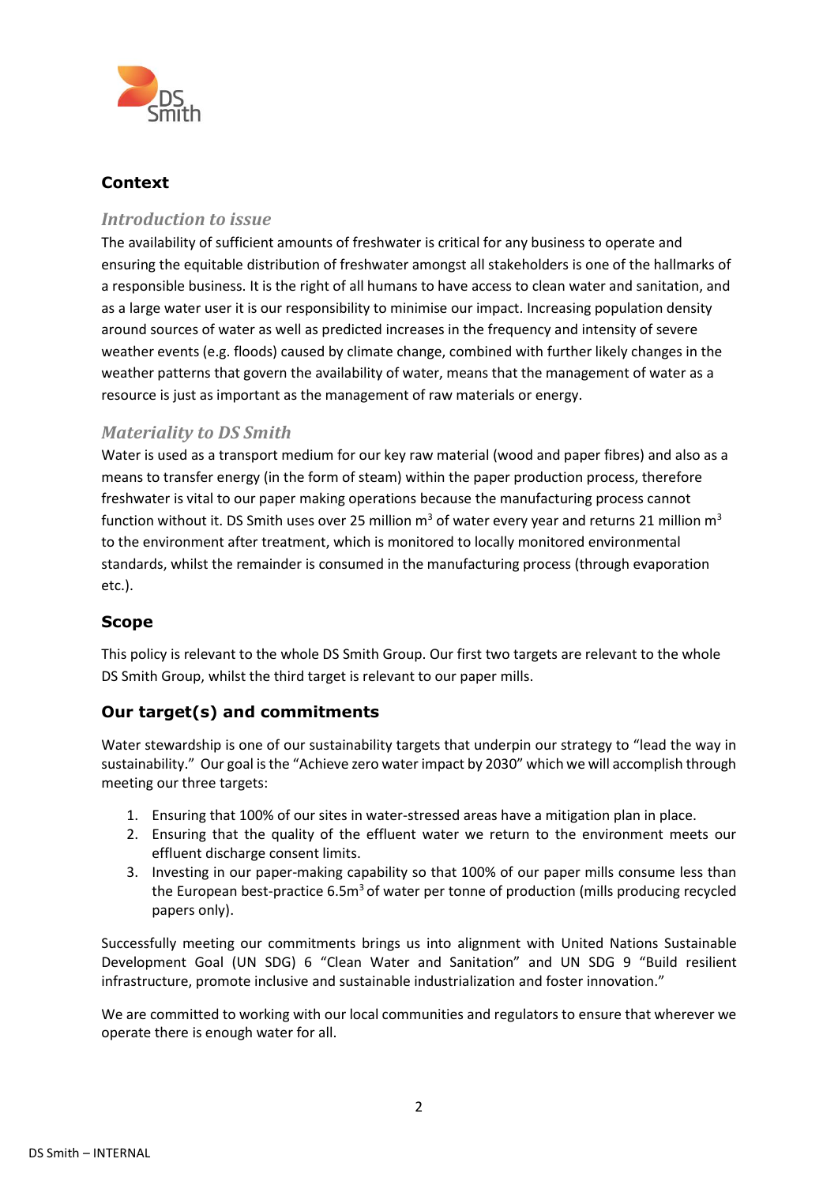## Context

### *Introduction to issue*

The availability of sufficient amounts of freshwater is critical for any business to operate and ensuring the equitable distribution of freshwater amongst all stakeholders is one of the hallmarks of a responsible business. It is the right of all humans to have access to clean water and sanitation, and as a large water user it is our responsibility to minimise our impact. Increasing population density around sources of water as well as predicted increases in the frequency and intensity of severe weather events (e.g. floods) caused by climate change, combined with further likely changes in the weather patterns that govern the availability of water, means that the management of water as a resource is just as important as the management of raw materials or energy.

### *Materiality to DS Smith*

Water is used as a transport medium for our key raw material (wood and paper fibres) and also as a means to transfer energy (in the form of steam) within the paper production process, therefore freshwater is vital to our paper making operations because the manufacturing process cannot function without it. DS Smith uses over 25 million $m^3$ of water every year and returns 21 million $m^3$ to the environment after treatment, which is monitored to locally monitored environmental standards, whilst the remainder is consumed in the manufacturing process (through evaporation etc.).

## Scope

This policy is relevant to the whole DS Smith Group. Our first two targets are relevant to the whole DS Smith Group, whilst the third target is relevant to our paper mills.

## Our target(s) and commitments

Water stewardship is one of our sustainability targets that underpin our strategy to "lead the way in sustainability." Our goal is the "Achieve zero water impact by 2030" which we will accomplish through meeting our three targets:

1. Ensuring that 100% of our sites in water-stressed areas have a mitigation plan in place.
2. Ensuring that the quality of the effluent water we return to the environment meets our effluent discharge consent limits.
3. Investing in our paper-making capability so that 100% of our paper mills consume less than the European best-practice 6.5$m^3$ of water per tonne of production (mills producing recycled papers only).

Successfully meeting our commitments brings us into alignment with United Nations Sustainable Development Goal (UN SDG) 6 "Clean Water and Sanitation" and UN SDG 9 "Build resilient infrastructure, promote inclusive and sustainable industrialization and foster innovation."

We are committed to working with our local communities and regulators to ensure that wherever we operate there is enough water for all.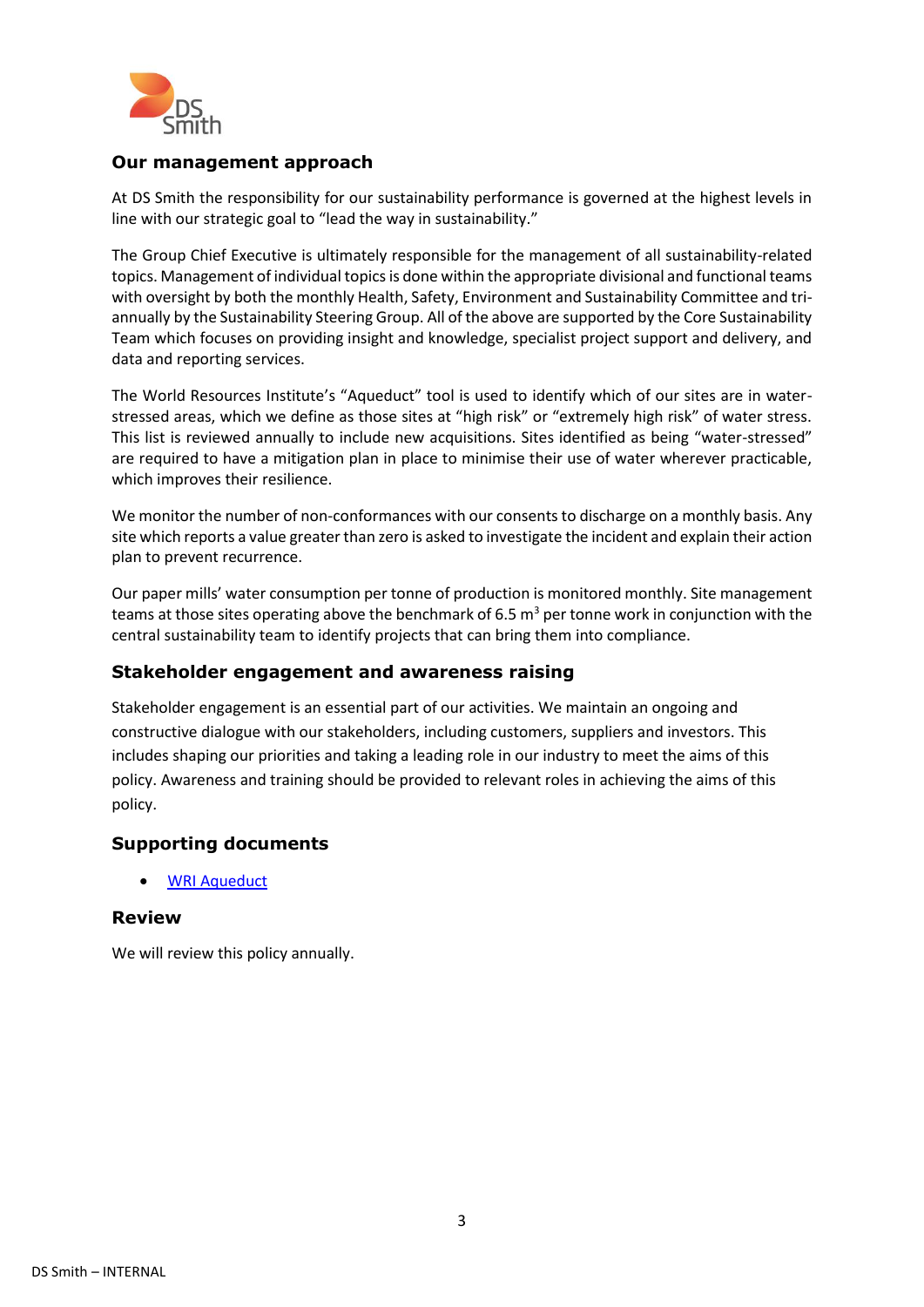## Our management approach

At DS Smith the responsibility for our sustainability performance is governed at the highest levels in line with our strategic goal to "lead the way in sustainability."

The Group Chief Executive is ultimately responsible for the management of all sustainability-related topics. Management of individual topics is done within the appropriate divisional and functional teams with oversight by both the monthly Health, Safety, Environment and Sustainability Committee and tri-annually by the Sustainability Steering Group. All of the above are supported by the Core Sustainability Team which focuses on providing insight and knowledge, specialist project support and delivery, and data and reporting services.

The World Resources Institute's "Aqueduct" tool is used to identify which of our sites are in water-stressed areas, which we define as those sites at "high risk" or "extremely high risk" of water stress. This list is reviewed annually to include new acquisitions. Sites identified as being "water-stressed" are required to have a mitigation plan in place to minimise their use of water wherever practicable, which improves their resilience.

We monitor the number of non-conformances with our consents to discharge on a monthly basis. Any site which reports a value greater than zero is asked to investigate the incident and explain their action plan to prevent recurrence.

Our paper mills' water consumption per tonne of production is monitored monthly. Site management teams at those sites operating above the benchmark of 6.5 $m^3$ per tonne work in conjunction with the central sustainability team to identify projects that can bring them into compliance.

## Stakeholder engagement and awareness raising

Stakeholder engagement is an essential part of our activities. We maintain an ongoing and constructive dialogue with our stakeholders, including customers, suppliers and investors. This includes shaping our priorities and taking a leading role in our industry to meet the aims of this policy. Awareness and training should be provided to relevant roles in achieving the aims of this policy.

## Supporting documents

- WRI Aqueduct

## Review

We will review this policy annually.